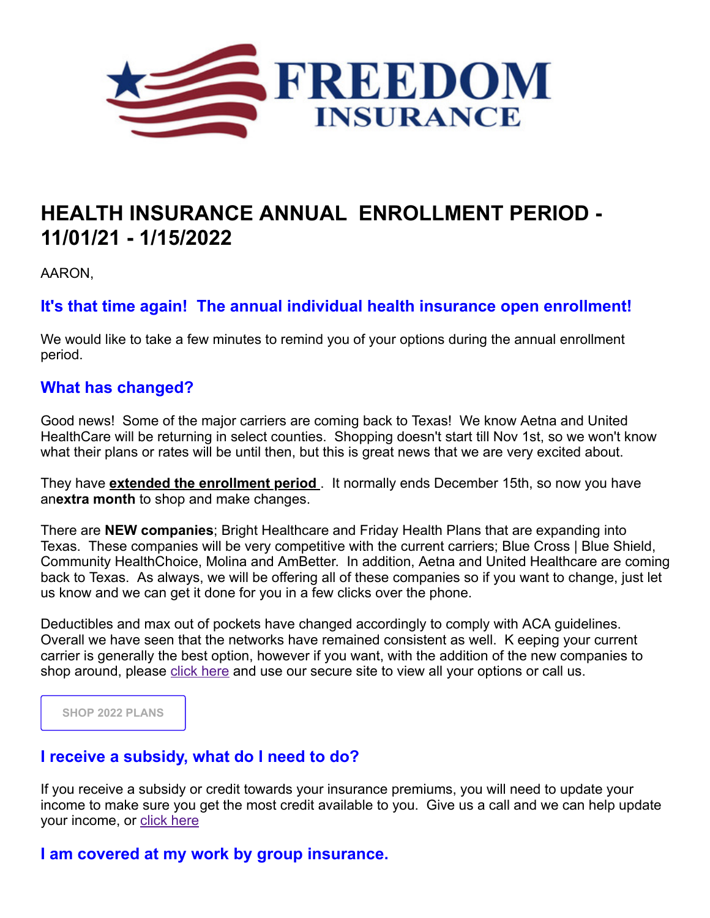# FREEDOM INSURANCE

## HEALTH INSURANCE ANNUAL ENROLLMENT PERIOD - 11/01/21 - 1/15/2022

AARON,

### It's that time again! The annual individual health insurance open enrollment!

We would like to take a few minutes to remind you of your options during the annual enrollment period.

### What has changed?

Good news! Some of the major carriers are coming back to Texas! We know Aetna and United HealthCare will be returning in select counties. Shopping doesn't start till Nov 1st, so we won't know what their plans or rates will be until then, but this is great news that we are very excited about.

They have **extended the enrollment period**. It normally ends December 15th, so now you have an**extra month** to shop and make changes.

There are **NEW companies**; Bright Healthcare and Friday Health Plans that are expanding into Texas. These companies will be very competitive with the current carriers; Blue Cross | Blue Shield, Community HealthChoice, Molina and AmBetter. In addition, Aetna and United Healthcare are coming back to Texas. As always, we will be offering all of these companies so if you want to change, just let us know and we can get it done for you in a few clicks over the phone.

Deductibles and max out of pockets have changed accordingly to comply with ACA guidelines. Overall we have seen that the networks have remained consistent as well. K eeping your current carrier is generally the best option, however if you want, with the addition of the new companies to shop around, please click here and use our secure site to view all your options or call us.

SHOP 2022 PLANS

### I receive a subsidy, what do I need to do?

If you receive a subsidy or credit towards your insurance premiums, you will need to update your income to make sure you get the most credit available to you. Give us a call and we can help update your income, or click here

### I am covered at my work by group insurance.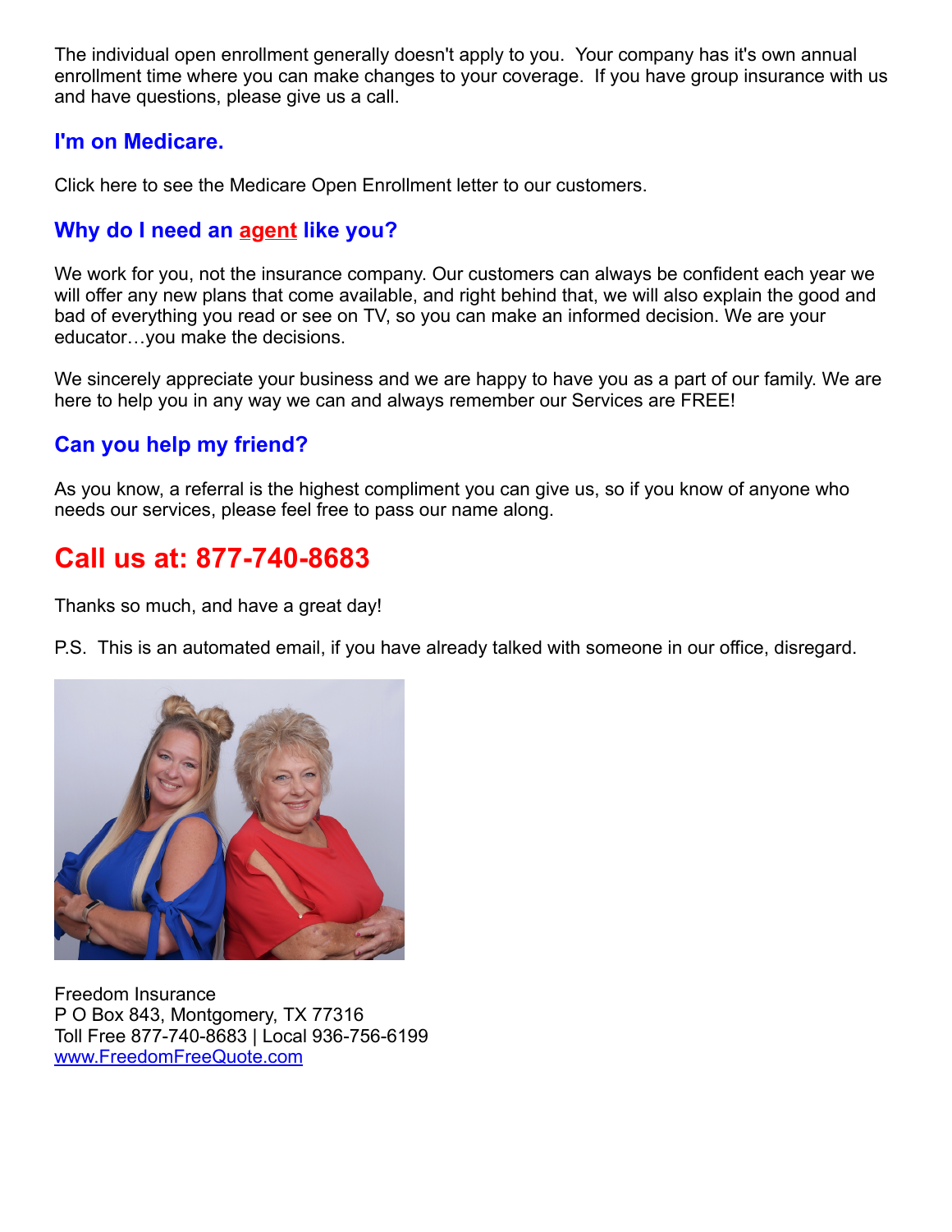The individual open enrollment generally doesn't apply to you.  Your company has it's own annual enrollment time where you can make changes to your coverage.  If you have group insurance with us and have questions, please give us a call.

### I'm on Medicare.

Click here to see the Medicare Open Enrollment letter to our customers.

### Why do I need an agent like you?

We work for you, not the insurance company. Our customers can always be confident each year we will offer any new plans that come available, and right behind that, we will also explain the good and bad of everything you read or see on TV, so you can make an informed decision. We are your educator…you make the decisions.

We sincerely appreciate your business and we are happy to have you as a part of our family. We are here to help you in any way we can and always remember our Services are FREE!

### Can you help my friend?

As you know, a referral is the highest compliment you can give us, so if you know of anyone who needs our services, please feel free to pass our name along.

## Call us at: 877-740-8683

Thanks so much, and have a great day!

P.S.  This is an automated email, if you have already talked with someone in our office, disregard.

Freedom Insurance
P O Box 843, Montgomery, TX 77316
Toll Free 877-740-8683 | Local 936-756-6199
www.FreedomFreeQuote.com